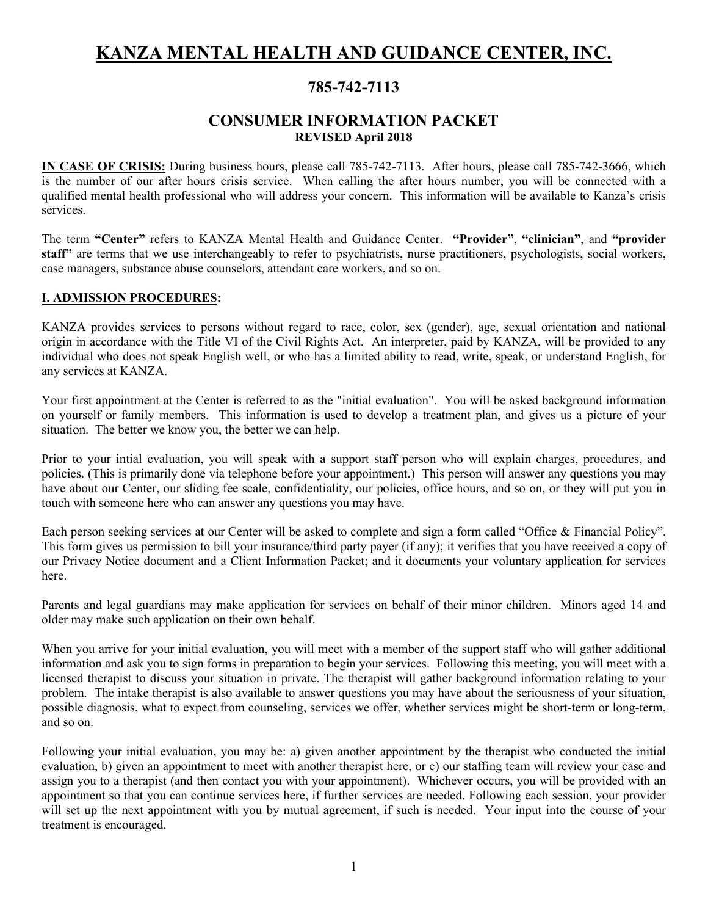# KANZA MENTAL HEALTH AND GUIDANCE CENTER, INC.

## 785-742-7113

## CONSUMER INFORMATION PACKET

**REVISED April 2018**

**IN CASE OF CRISIS:** During business hours, please call 785-742-7113. After hours, please call 785-742-3666, which is the number of our after hours crisis service. When calling the after hours number, you will be connected with a qualified mental health professional who will address your concern. This information will be available to Kanza's crisis services.

The term **"Center"** refers to KANZA Mental Health and Guidance Center. **"Provider"**, **"clinician"**, and **"provider staff"** are terms that we use interchangeably to refer to psychiatrists, nurse practitioners, psychologists, social workers, case managers, substance abuse counselors, attendant care workers, and so on.

### I. ADMISSION PROCEDURES:

KANZA provides services to persons without regard to race, color, sex (gender), age, sexual orientation and national origin in accordance with the Title VI of the Civil Rights Act. An interpreter, paid by KANZA, will be provided to any individual who does not speak English well, or who has a limited ability to read, write, speak, or understand English, for any services at KANZA.

Your first appointment at the Center is referred to as the "initial evaluation". You will be asked background information on yourself or family members. This information is used to develop a treatment plan, and gives us a picture of your situation. The better we know you, the better we can help.

Prior to your intial evaluation, you will speak with a support staff person who will explain charges, procedures, and policies. (This is primarily done via telephone before your appointment.) This person will answer any questions you may have about our Center, our sliding fee scale, confidentiality, our policies, office hours, and so on, or they will put you in touch with someone here who can answer any questions you may have.

Each person seeking services at our Center will be asked to complete and sign a form called "Office & Financial Policy". This form gives us permission to bill your insurance/third party payer (if any); it verifies that you have received a copy of our Privacy Notice document and a Client Information Packet; and it documents your voluntary application for services here.

Parents and legal guardians may make application for services on behalf of their minor children. Minors aged 14 and older may make such application on their own behalf.

When you arrive for your initial evaluation, you will meet with a member of the support staff who will gather additional information and ask you to sign forms in preparation to begin your services. Following this meeting, you will meet with a licensed therapist to discuss your situation in private. The therapist will gather background information relating to your problem. The intake therapist is also available to answer questions you may have about the seriousness of your situation, possible diagnosis, what to expect from counseling, services we offer, whether services might be short-term or long-term, and so on.

Following your initial evaluation, you may be: a) given another appointment by the therapist who conducted the initial evaluation, b) given an appointment to meet with another therapist here, or c) our staffing team will review your case and assign you to a therapist (and then contact you with your appointment). Whichever occurs, you will be provided with an appointment so that you can continue services here, if further services are needed. Following each session, your provider will set up the next appointment with you by mutual agreement, if such is needed. Your input into the course of your treatment is encouraged.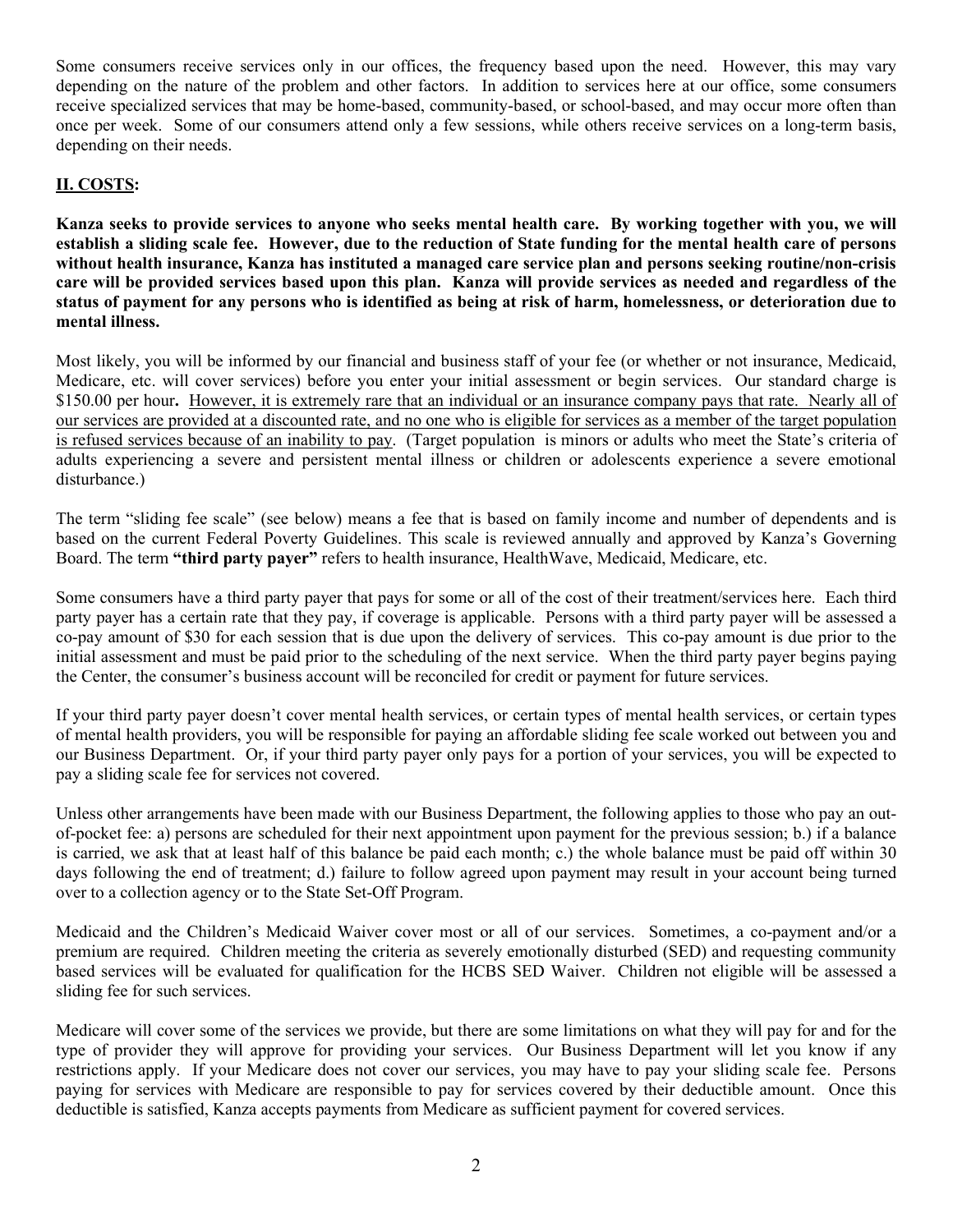Some consumers receive services only in our offices, the frequency based upon the need. However, this may vary depending on the nature of the problem and other factors. In addition to services here at our office, some consumers receive specialized services that may be home-based, community-based, or school-based, and may occur more often than once per week. Some of our consumers attend only a few sessions, while others receive services on a long-term basis, depending on their needs.

## <u>II. COSTS</u>:

**Kanza seeks to provide services to anyone who seeks mental health care. By working together with you, we will establish a sliding scale fee. However, due to the reduction of State funding for the mental health care of persons without health insurance, Kanza has instituted a managed care service plan and persons seeking routine/non-crisis care will be provided services based upon this plan. Kanza will provide services as needed and regardless of the status of payment for any persons who is identified as being at risk of harm, homelessness, or deterioration due to mental illness.**

Most likely, you will be informed by our financial and business staff of your fee (or whether or not insurance, Medicaid, Medicare, etc. will cover services) before you enter your initial assessment or begin services. Our standard charge is $150.00 per hour**.** <u>However, it is extremely rare that an individual or an insurance company pays that rate. Nearly all of our services are provided at a discounted rate, and no one who is eligible for services as a member of the target population is refused services because of an inability to pay</u>. (Target population is minors or adults who meet the State's criteria of adults experiencing a severe and persistent mental illness or children or adolescents experience a severe emotional disturbance.)

The term "sliding fee scale" (see below) means a fee that is based on family income and number of dependents and is based on the current Federal Poverty Guidelines. This scale is reviewed annually and approved by Kanza's Governing Board. The term **"third party payer"** refers to health insurance, HealthWave, Medicaid, Medicare, etc.

Some consumers have a third party payer that pays for some or all of the cost of their treatment/services here. Each third party payer has a certain rate that they pay, if coverage is applicable. Persons with a third party payer will be assessed a co-pay amount of $30 for each session that is due upon the delivery of services. This co-pay amount is due prior to the initial assessment and must be paid prior to the scheduling of the next service. When the third party payer begins paying the Center, the consumer's business account will be reconciled for credit or payment for future services.

If your third party payer doesn't cover mental health services, or certain types of mental health services, or certain types of mental health providers, you will be responsible for paying an affordable sliding fee scale worked out between you and our Business Department. Or, if your third party payer only pays for a portion of your services, you will be expected to pay a sliding scale fee for services not covered.

Unless other arrangements have been made with our Business Department, the following applies to those who pay an out-of-pocket fee: a) persons are scheduled for their next appointment upon payment for the previous session; b.) if a balance is carried, we ask that at least half of this balance be paid each month; c.) the whole balance must be paid off within 30 days following the end of treatment; d.) failure to follow agreed upon payment may result in your account being turned over to a collection agency or to the State Set-Off Program.

Medicaid and the Children's Medicaid Waiver cover most or all of our services. Sometimes, a co-payment and/or a premium are required. Children meeting the criteria as severely emotionally disturbed (SED) and requesting community based services will be evaluated for qualification for the HCBS SED Waiver. Children not eligible will be assessed a sliding fee for such services.

Medicare will cover some of the services we provide, but there are some limitations on what they will pay for and for the type of provider they will approve for providing your services. Our Business Department will let you know if any restrictions apply. If your Medicare does not cover our services, you may have to pay your sliding scale fee. Persons paying for services with Medicare are responsible to pay for services covered by their deductible amount. Once this deductible is satisfied, Kanza accepts payments from Medicare as sufficient payment for covered services.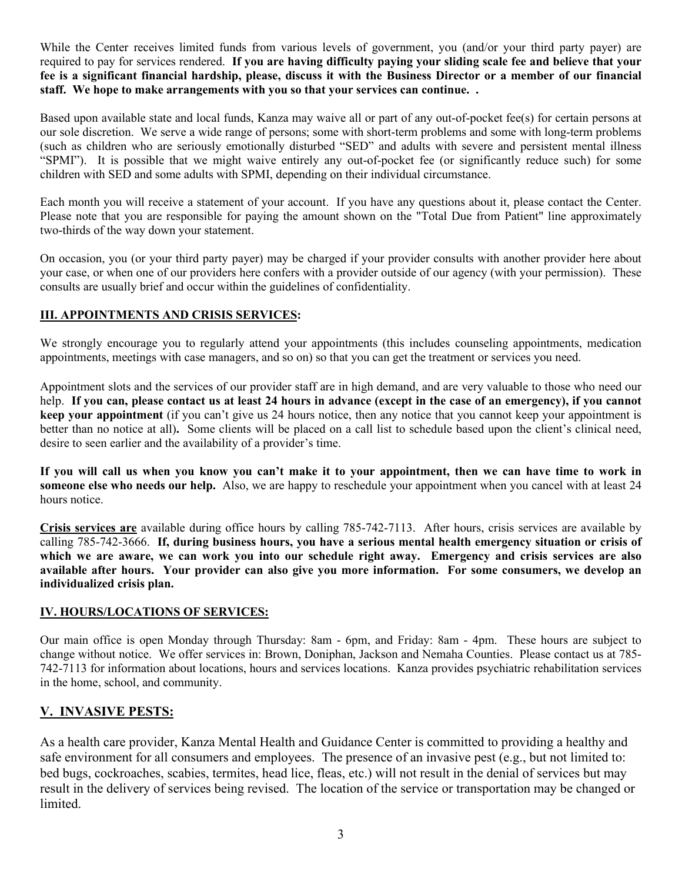While the Center receives limited funds from various levels of government, you (and/or your third party payer) are required to pay for services rendered. **If you are having difficulty paying your sliding scale fee and believe that your fee is a significant financial hardship, please, discuss it with the Business Director or a member of our financial staff. We hope to make arrangements with you so that your services can continue. .**

Based upon available state and local funds, Kanza may waive all or part of any out-of-pocket fee(s) for certain persons at our sole discretion. We serve a wide range of persons; some with short-term problems and some with long-term problems (such as children who are seriously emotionally disturbed "SED" and adults with severe and persistent mental illness "SPMI"). It is possible that we might waive entirely any out-of-pocket fee (or significantly reduce such) for some children with SED and some adults with SPMI, depending on their individual circumstance.

Each month you will receive a statement of your account. If you have any questions about it, please contact the Center. Please note that you are responsible for paying the amount shown on the "Total Due from Patient" line approximately two-thirds of the way down your statement.

On occasion, you (or your third party payer) may be charged if your provider consults with another provider here about your case, or when one of our providers here confers with a provider outside of our agency (with your permission). These consults are usually brief and occur within the guidelines of confidentiality.

## III. APPOINTMENTS AND CRISIS SERVICES:

We strongly encourage you to regularly attend your appointments (this includes counseling appointments, medication appointments, meetings with case managers, and so on) so that you can get the treatment or services you need.

Appointment slots and the services of our provider staff are in high demand, and are very valuable to those who need our help. **If you can, please contact us at least 24 hours in advance (except in the case of an emergency), if you cannot keep your appointment** (if you can't give us 24 hours notice, then any notice that you cannot keep your appointment is better than no notice at all)**.** Some clients will be placed on a call list to schedule based upon the client's clinical need, desire to seen earlier and the availability of a provider's time.

**If you will call us when you know you can't make it to your appointment, then we can have time to work in someone else who needs our help.** Also, we are happy to reschedule your appointment when you cancel with at least 24 hours notice.

**Crisis services are** available during office hours by calling 785-742-7113. After hours, crisis services are available by calling 785-742-3666. **If, during business hours, you have a serious mental health emergency situation or crisis of which we are aware, we can work you into our schedule right away. Emergency and crisis services are also available after hours. Your provider can also give you more information. For some consumers, we develop an individualized crisis plan.**

## IV. HOURS/LOCATIONS OF SERVICES:

Our main office is open Monday through Thursday: 8am - 6pm, and Friday: 8am - 4pm. These hours are subject to change without notice. We offer services in: Brown, Doniphan, Jackson and Nemaha Counties. Please contact us at 785-742-7113 for information about locations, hours and services locations. Kanza provides psychiatric rehabilitation services in the home, school, and community.

## V. INVASIVE PESTS:

As a health care provider, Kanza Mental Health and Guidance Center is committed to providing a healthy and safe environment for all consumers and employees. The presence of an invasive pest (e.g., but not limited to: bed bugs, cockroaches, scabies, termites, head lice, fleas, etc.) will not result in the denial of services but may result in the delivery of services being revised. The location of the service or transportation may be changed or limited.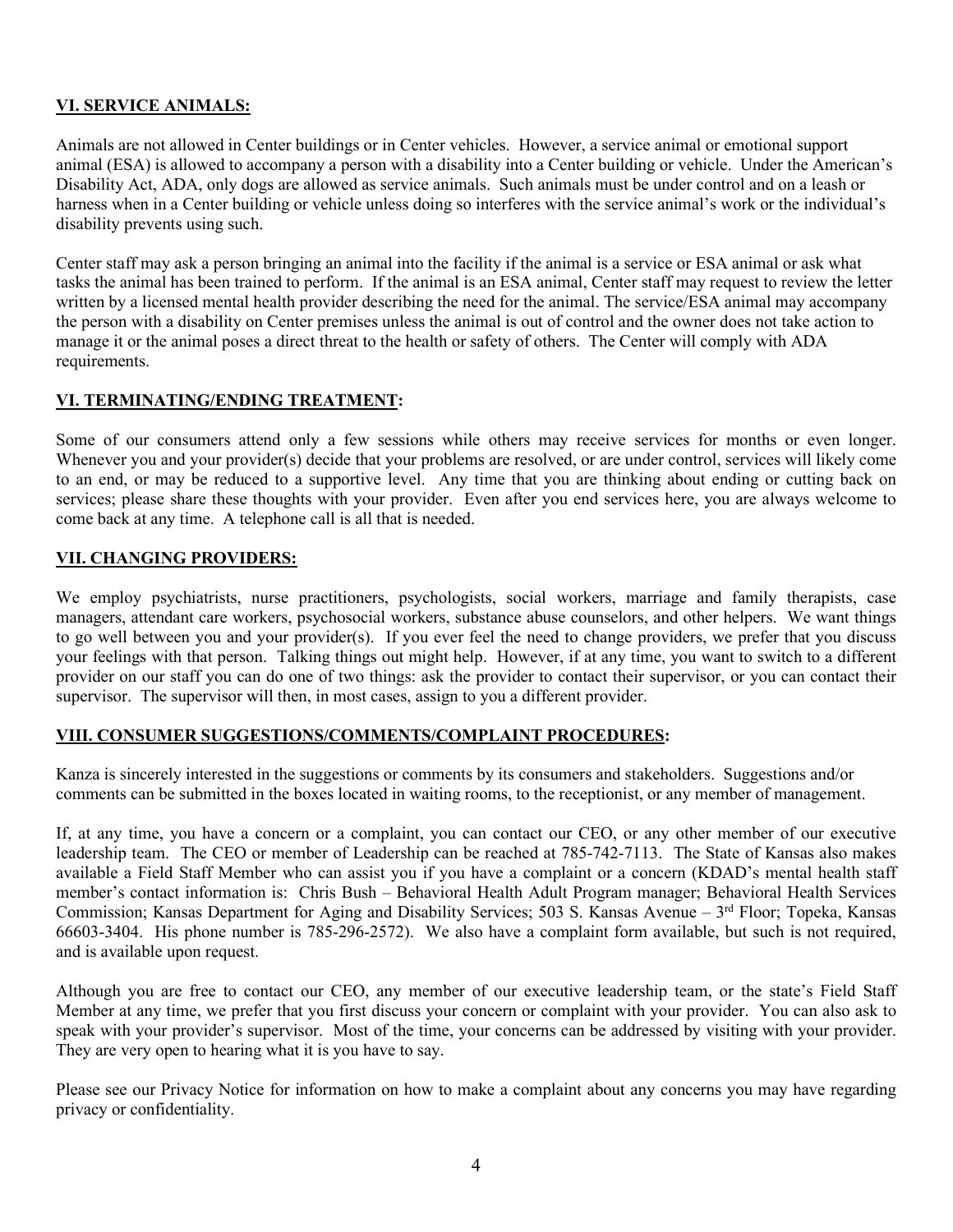## VI. SERVICE ANIMALS:

Animals are not allowed in Center buildings or in Center vehicles. However, a service animal or emotional support animal (ESA) is allowed to accompany a person with a disability into a Center building or vehicle. Under the American's Disability Act, ADA, only dogs are allowed as service animals. Such animals must be under control and on a leash or harness when in a Center building or vehicle unless doing so interferes with the service animal's work or the individual's disability prevents using such.

Center staff may ask a person bringing an animal into the facility if the animal is a service or ESA animal or ask what tasks the animal has been trained to perform. If the animal is an ESA animal, Center staff may request to review the letter written by a licensed mental health provider describing the need for the animal. The service/ESA animal may accompany the person with a disability on Center premises unless the animal is out of control and the owner does not take action to manage it or the animal poses a direct threat to the health or safety of others. The Center will comply with ADA requirements.

## VI. TERMINATING/ENDING TREATMENT:

Some of our consumers attend only a few sessions while others may receive services for months or even longer. Whenever you and your provider(s) decide that your problems are resolved, or are under control, services will likely come to an end, or may be reduced to a supportive level. Any time that you are thinking about ending or cutting back on services; please share these thoughts with your provider. Even after you end services here, you are always welcome to come back at any time. A telephone call is all that is needed.

## VII. CHANGING PROVIDERS:

We employ psychiatrists, nurse practitioners, psychologists, social workers, marriage and family therapists, case managers, attendant care workers, psychosocial workers, substance abuse counselors, and other helpers. We want things to go well between you and your provider(s). If you ever feel the need to change providers, we prefer that you discuss your feelings with that person. Talking things out might help. However, if at any time, you want to switch to a different provider on our staff you can do one of two things: ask the provider to contact their supervisor, or you can contact their supervisor. The supervisor will then, in most cases, assign to you a different provider.

## VIII. CONSUMER SUGGESTIONS/COMMENTS/COMPLAINT PROCEDURES:

Kanza is sincerely interested in the suggestions or comments by its consumers and stakeholders. Suggestions and/or comments can be submitted in the boxes located in waiting rooms, to the receptionist, or any member of management.

If, at any time, you have a concern or a complaint, you can contact our CEO, or any other member of our executive leadership team. The CEO or member of Leadership can be reached at 785-742-7113. The State of Kansas also makes available a Field Staff Member who can assist you if you have a complaint or a concern (KDAD's mental health staff member's contact information is: Chris Bush – Behavioral Health Adult Program manager; Behavioral Health Services Commission; Kansas Department for Aging and Disability Services; 503 S. Kansas Avenue – 3rd Floor; Topeka, Kansas 66603-3404. His phone number is 785-296-2572). We also have a complaint form available, but such is not required, and is available upon request.

Although you are free to contact our CEO, any member of our executive leadership team, or the state's Field Staff Member at any time, we prefer that you first discuss your concern or complaint with your provider. You can also ask to speak with your provider's supervisor. Most of the time, your concerns can be addressed by visiting with your provider. They are very open to hearing what it is you have to say.

Please see our Privacy Notice for information on how to make a complaint about any concerns you may have regarding privacy or confidentiality.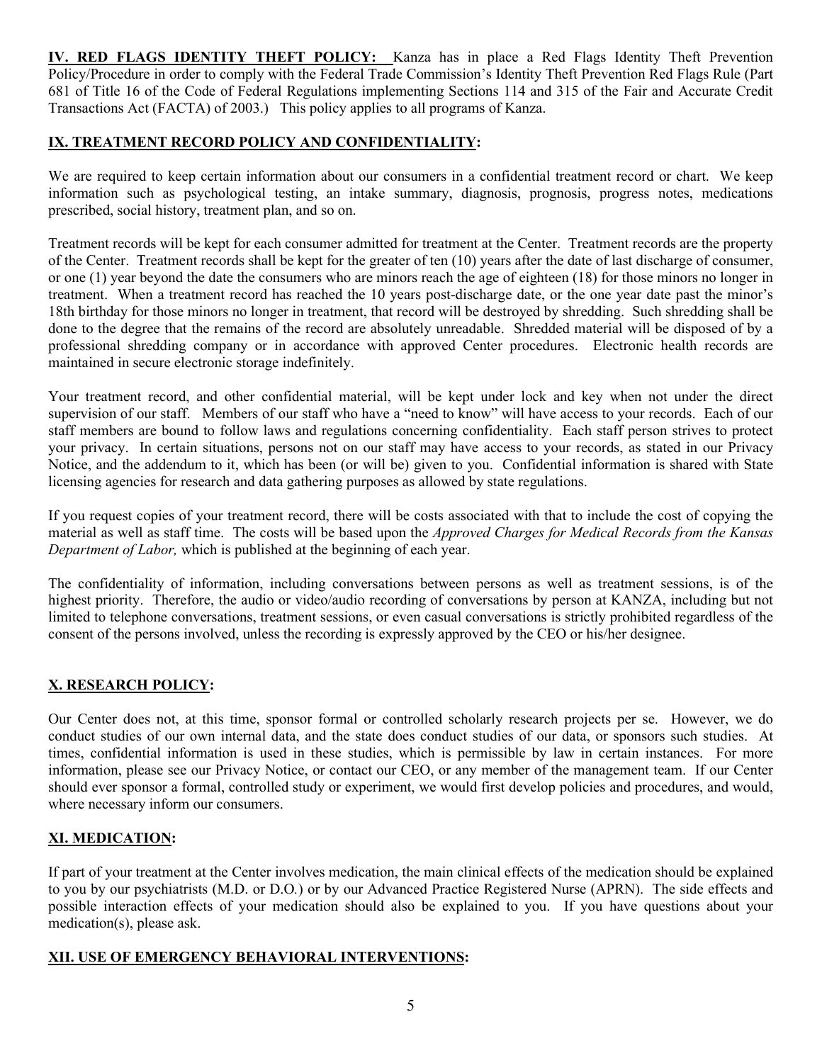**IV. RED FLAGS IDENTITY THEFT POLICY:** Kanza has in place a Red Flags Identity Theft Prevention Policy/Procedure in order to comply with the Federal Trade Commission's Identity Theft Prevention Red Flags Rule (Part 681 of Title 16 of the Code of Federal Regulations implementing Sections 114 and 315 of the Fair and Accurate Credit Transactions Act (FACTA) of 2003.) This policy applies to all programs of Kanza.

## IX. TREATMENT RECORD POLICY AND CONFIDENTIALITY:

We are required to keep certain information about our consumers in a confidential treatment record or chart. We keep information such as psychological testing, an intake summary, diagnosis, prognosis, progress notes, medications prescribed, social history, treatment plan, and so on.

Treatment records will be kept for each consumer admitted for treatment at the Center. Treatment records are the property of the Center. Treatment records shall be kept for the greater of ten (10) years after the date of last discharge of consumer, or one (1) year beyond the date the consumers who are minors reach the age of eighteen (18) for those minors no longer in treatment. When a treatment record has reached the 10 years post-discharge date, or the one year date past the minor's 18th birthday for those minors no longer in treatment, that record will be destroyed by shredding. Such shredding shall be done to the degree that the remains of the record are absolutely unreadable. Shredded material will be disposed of by a professional shredding company or in accordance with approved Center procedures. Electronic health records are maintained in secure electronic storage indefinitely.

Your treatment record, and other confidential material, will be kept under lock and key when not under the direct supervision of our staff. Members of our staff who have a "need to know" will have access to your records. Each of our staff members are bound to follow laws and regulations concerning confidentiality. Each staff person strives to protect your privacy. In certain situations, persons not on our staff may have access to your records, as stated in our Privacy Notice, and the addendum to it, which has been (or will be) given to you. Confidential information is shared with State licensing agencies for research and data gathering purposes as allowed by state regulations.

If you request copies of your treatment record, there will be costs associated with that to include the cost of copying the material as well as staff time. The costs will be based upon the *Approved Charges for Medical Records from the Kansas Department of Labor,* which is published at the beginning of each year.

The confidentiality of information, including conversations between persons as well as treatment sessions, is of the highest priority. Therefore, the audio or video/audio recording of conversations by person at KANZA, including but not limited to telephone conversations, treatment sessions, or even casual conversations is strictly prohibited regardless of the consent of the persons involved, unless the recording is expressly approved by the CEO or his/her designee.

## X. RESEARCH POLICY:

Our Center does not, at this time, sponsor formal or controlled scholarly research projects per se. However, we do conduct studies of our own internal data, and the state does conduct studies of our data, or sponsors such studies. At times, confidential information is used in these studies, which is permissible by law in certain instances. For more information, please see our Privacy Notice, or contact our CEO, or any member of the management team. If our Center should ever sponsor a formal, controlled study or experiment, we would first develop policies and procedures, and would, where necessary inform our consumers.

## XI. MEDICATION:

If part of your treatment at the Center involves medication, the main clinical effects of the medication should be explained to you by our psychiatrists (M.D. or D.O.) or by our Advanced Practice Registered Nurse (APRN). The side effects and possible interaction effects of your medication should also be explained to you. If you have questions about your medication(s), please ask.

## XII. USE OF EMERGENCY BEHAVIORAL INTERVENTIONS: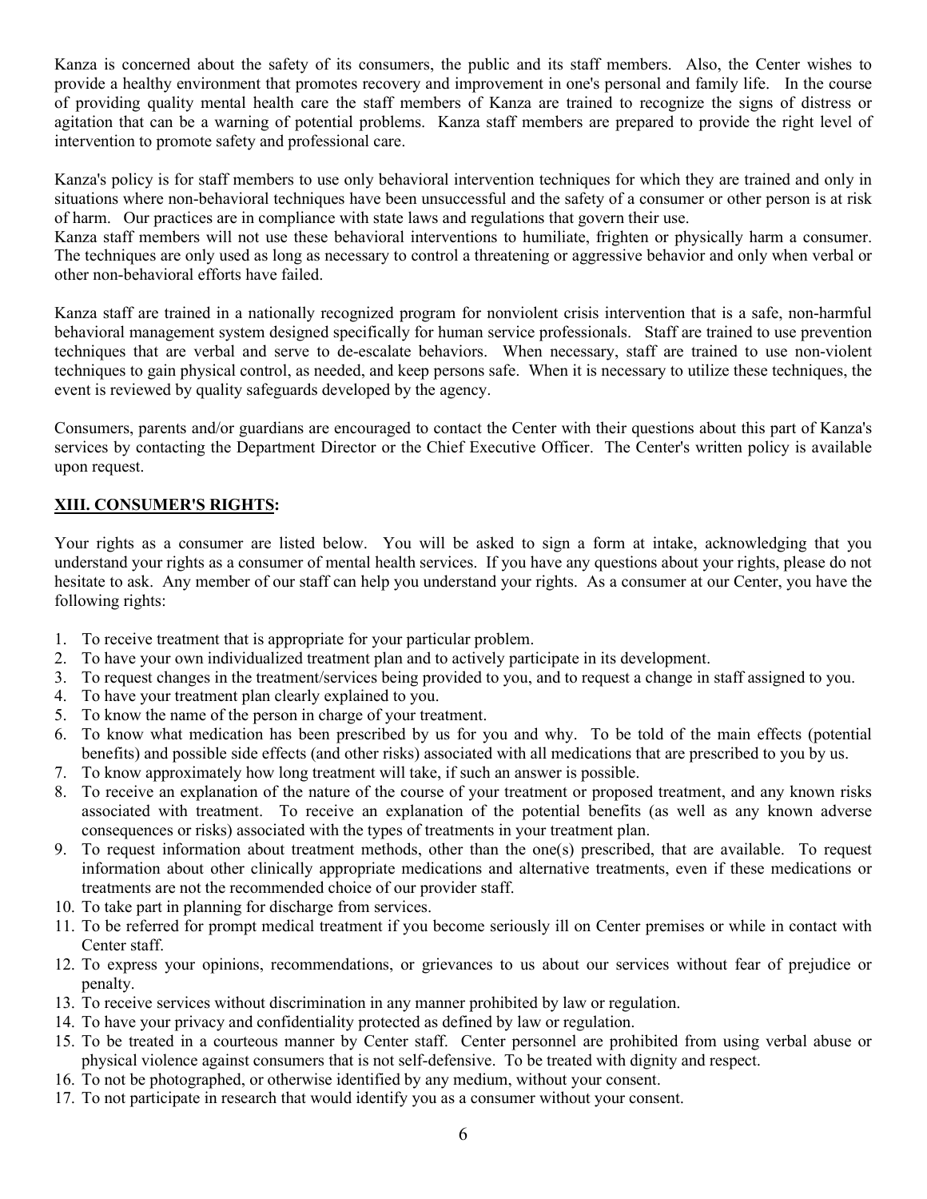Kanza is concerned about the safety of its consumers, the public and its staff members. Also, the Center wishes to provide a healthy environment that promotes recovery and improvement in one's personal and family life. In the course of providing quality mental health care the staff members of Kanza are trained to recognize the signs of distress or agitation that can be a warning of potential problems. Kanza staff members are prepared to provide the right level of intervention to promote safety and professional care.

Kanza's policy is for staff members to use only behavioral intervention techniques for which they are trained and only in situations where non-behavioral techniques have been unsuccessful and the safety of a consumer or other person is at risk of harm. Our practices are in compliance with state laws and regulations that govern their use.
Kanza staff members will not use these behavioral interventions to humiliate, frighten or physically harm a consumer. The techniques are only used as long as necessary to control a threatening or aggressive behavior and only when verbal or other non-behavioral efforts have failed.

Kanza staff are trained in a nationally recognized program for nonviolent crisis intervention that is a safe, non-harmful behavioral management system designed specifically for human service professionals. Staff are trained to use prevention techniques that are verbal and serve to de-escalate behaviors. When necessary, staff are trained to use non-violent techniques to gain physical control, as needed, and keep persons safe. When it is necessary to utilize these techniques, the event is reviewed by quality safeguards developed by the agency.

Consumers, parents and/or guardians are encouraged to contact the Center with their questions about this part of Kanza's services by contacting the Department Director or the Chief Executive Officer. The Center's written policy is available upon request.

## XIII. CONSUMER'S RIGHTS:

Your rights as a consumer are listed below. You will be asked to sign a form at intake, acknowledging that you understand your rights as a consumer of mental health services. If you have any questions about your rights, please do not hesitate to ask. Any member of our staff can help you understand your rights. As a consumer at our Center, you have the following rights:

1. To receive treatment that is appropriate for your particular problem.
2. To have your own individualized treatment plan and to actively participate in its development.
3. To request changes in the treatment/services being provided to you, and to request a change in staff assigned to you.
4. To have your treatment plan clearly explained to you.
5. To know the name of the person in charge of your treatment.
6. To know what medication has been prescribed by us for you and why. To be told of the main effects (potential benefits) and possible side effects (and other risks) associated with all medications that are prescribed to you by us.
7. To know approximately how long treatment will take, if such an answer is possible.
8. To receive an explanation of the nature of the course of your treatment or proposed treatment, and any known risks associated with treatment. To receive an explanation of the potential benefits (as well as any known adverse consequences or risks) associated with the types of treatments in your treatment plan.
9. To request information about treatment methods, other than the one(s) prescribed, that are available. To request information about other clinically appropriate medications and alternative treatments, even if these medications or treatments are not the recommended choice of our provider staff.
10. To take part in planning for discharge from services.
11. To be referred for prompt medical treatment if you become seriously ill on Center premises or while in contact with Center staff.
12. To express your opinions, recommendations, or grievances to us about our services without fear of prejudice or penalty.
13. To receive services without discrimination in any manner prohibited by law or regulation.
14. To have your privacy and confidentiality protected as defined by law or regulation.
15. To be treated in a courteous manner by Center staff. Center personnel are prohibited from using verbal abuse or physical violence against consumers that is not self-defensive. To be treated with dignity and respect.
16. To not be photographed, or otherwise identified by any medium, without your consent.
17. To not participate in research that would identify you as a consumer without your consent.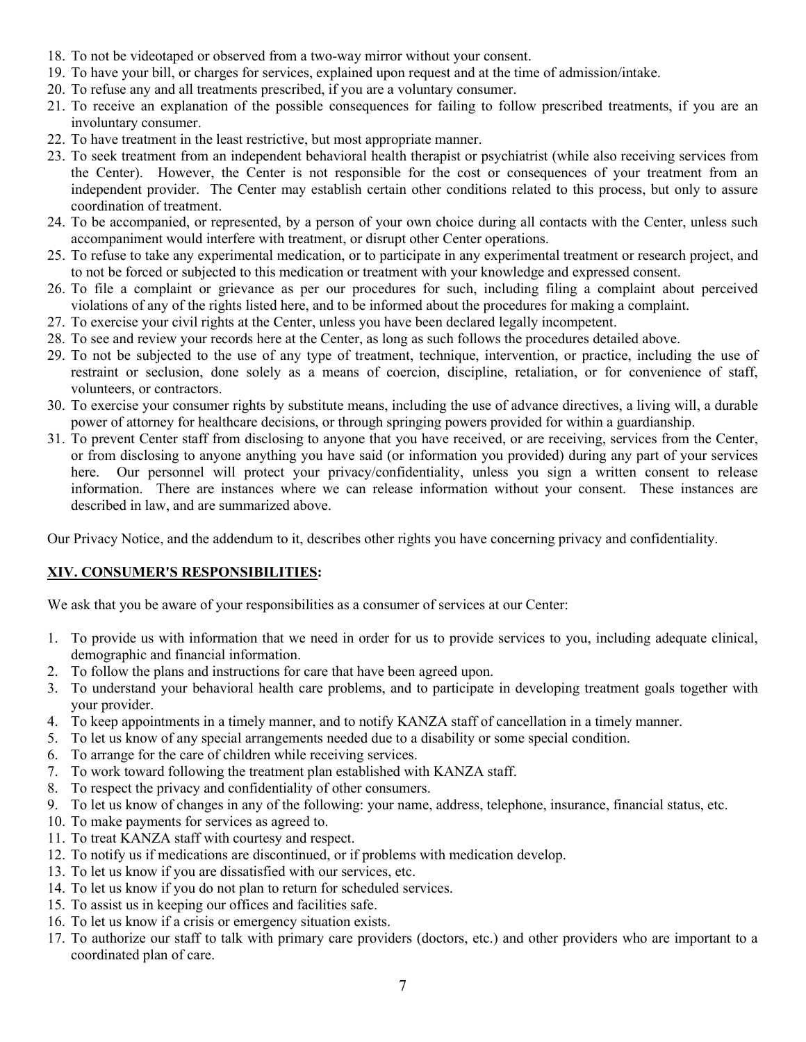18. To not be videotaped or observed from a two-way mirror without your consent.
19. To have your bill, or charges for services, explained upon request and at the time of admission/intake.
20. To refuse any and all treatments prescribed, if you are a voluntary consumer.
21. To receive an explanation of the possible consequences for failing to follow prescribed treatments, if you are an involuntary consumer.
22. To have treatment in the least restrictive, but most appropriate manner.
23. To seek treatment from an independent behavioral health therapist or psychiatrist (while also receiving services from the Center). However, the Center is not responsible for the cost or consequences of your treatment from an independent provider. The Center may establish certain other conditions related to this process, but only to assure coordination of treatment.
24. To be accompanied, or represented, by a person of your own choice during all contacts with the Center, unless such accompaniment would interfere with treatment, or disrupt other Center operations.
25. To refuse to take any experimental medication, or to participate in any experimental treatment or research project, and to not be forced or subjected to this medication or treatment with your knowledge and expressed consent.
26. To file a complaint or grievance as per our procedures for such, including filing a complaint about perceived violations of any of the rights listed here, and to be informed about the procedures for making a complaint.
27. To exercise your civil rights at the Center, unless you have been declared legally incompetent.
28. To see and review your records here at the Center, as long as such follows the procedures detailed above.
29. To not be subjected to the use of any type of treatment, technique, intervention, or practice, including the use of restraint or seclusion, done solely as a means of coercion, discipline, retaliation, or for convenience of staff, volunteers, or contractors.
30. To exercise your consumer rights by substitute means, including the use of advance directives, a living will, a durable power of attorney for healthcare decisions, or through springing powers provided for within a guardianship.
31. To prevent Center staff from disclosing to anyone that you have received, or are receiving, services from the Center, or from disclosing to anyone anything you have said (or information you provided) during any part of your services here. Our personnel will protect your privacy/confidentiality, unless you sign a written consent to release information. There are instances where we can release information without your consent. These instances are described in law, and are summarized above.

Our Privacy Notice, and the addendum to it, describes other rights you have concerning privacy and confidentiality.

## XIV. CONSUMER'S RESPONSIBILITIES:

We ask that you be aware of your responsibilities as a consumer of services at our Center:

1. To provide us with information that we need in order for us to provide services to you, including adequate clinical, demographic and financial information.
2. To follow the plans and instructions for care that have been agreed upon.
3. To understand your behavioral health care problems, and to participate in developing treatment goals together with your provider.
4. To keep appointments in a timely manner, and to notify KANZA staff of cancellation in a timely manner.
5. To let us know of any special arrangements needed due to a disability or some special condition.
6. To arrange for the care of children while receiving services.
7. To work toward following the treatment plan established with KANZA staff.
8. To respect the privacy and confidentiality of other consumers.
9. To let us know of changes in any of the following: your name, address, telephone, insurance, financial status, etc.
10. To make payments for services as agreed to.
11. To treat KANZA staff with courtesy and respect.
12. To notify us if medications are discontinued, or if problems with medication develop.
13. To let us know if you are dissatisfied with our services, etc.
14. To let us know if you do not plan to return for scheduled services.
15. To assist us in keeping our offices and facilities safe.
16. To let us know if a crisis or emergency situation exists.
17. To authorize our staff to talk with primary care providers (doctors, etc.) and other providers who are important to a coordinated plan of care.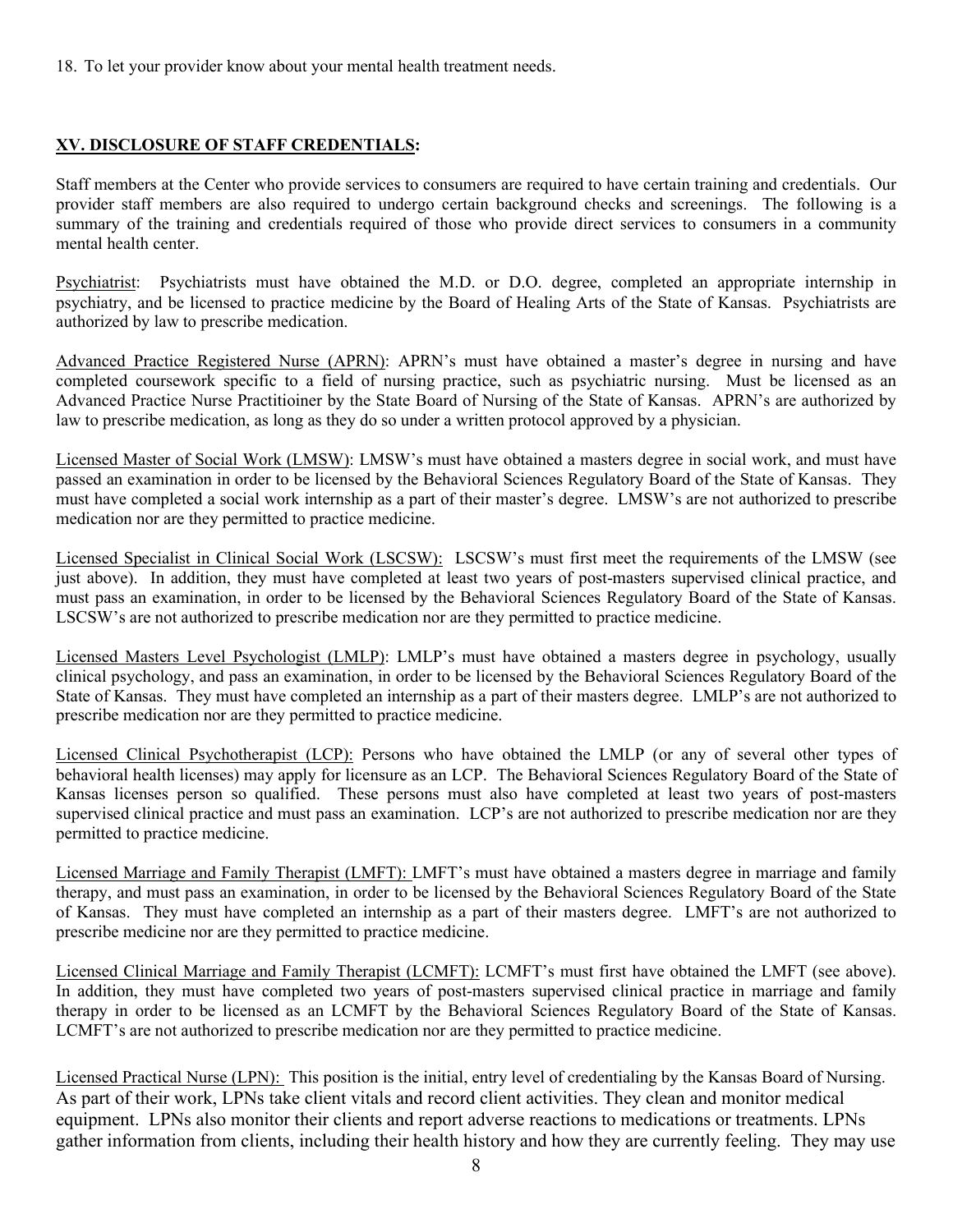18. To let your provider know about your mental health treatment needs.

## XV. DISCLOSURE OF STAFF CREDENTIALS:

Staff members at the Center who provide services to consumers are required to have certain training and credentials. Our provider staff members are also required to undergo certain background checks and screenings. The following is a summary of the training and credentials required of those who provide direct services to consumers in a community mental health center.

Psychiatrist: Psychiatrists must have obtained the M.D. or D.O. degree, completed an appropriate internship in psychiatry, and be licensed to practice medicine by the Board of Healing Arts of the State of Kansas. Psychiatrists are authorized by law to prescribe medication.

Advanced Practice Registered Nurse (APRN): APRN's must have obtained a master's degree in nursing and have completed coursework specific to a field of nursing practice, such as psychiatric nursing. Must be licensed as an Advanced Practice Nurse Practitioiner by the State Board of Nursing of the State of Kansas. APRN's are authorized by law to prescribe medication, as long as they do so under a written protocol approved by a physician.

Licensed Master of Social Work (LMSW): LMSW's must have obtained a masters degree in social work, and must have passed an examination in order to be licensed by the Behavioral Sciences Regulatory Board of the State of Kansas. They must have completed a social work internship as a part of their master's degree. LMSW's are not authorized to prescribe medication nor are they permitted to practice medicine.

Licensed Specialist in Clinical Social Work (LSCSW): LSCSW's must first meet the requirements of the LMSW (see just above). In addition, they must have completed at least two years of post-masters supervised clinical practice, and must pass an examination, in order to be licensed by the Behavioral Sciences Regulatory Board of the State of Kansas. LSCSW's are not authorized to prescribe medication nor are they permitted to practice medicine.

Licensed Masters Level Psychologist (LMLP): LMLP's must have obtained a masters degree in psychology, usually clinical psychology, and pass an examination, in order to be licensed by the Behavioral Sciences Regulatory Board of the State of Kansas. They must have completed an internship as a part of their masters degree. LMLP's are not authorized to prescribe medication nor are they permitted to practice medicine.

Licensed Clinical Psychotherapist (LCP): Persons who have obtained the LMLP (or any of several other types of behavioral health licenses) may apply for licensure as an LCP. The Behavioral Sciences Regulatory Board of the State of Kansas licenses person so qualified. These persons must also have completed at least two years of post-masters supervised clinical practice and must pass an examination. LCP's are not authorized to prescribe medication nor are they permitted to practice medicine.

Licensed Marriage and Family Therapist (LMFT): LMFT's must have obtained a masters degree in marriage and family therapy, and must pass an examination, in order to be licensed by the Behavioral Sciences Regulatory Board of the State of Kansas. They must have completed an internship as a part of their masters degree. LMFT's are not authorized to prescribe medicine nor are they permitted to practice medicine.

Licensed Clinical Marriage and Family Therapist (LCMFT): LCMFT's must first have obtained the LMFT (see above). In addition, they must have completed two years of post-masters supervised clinical practice in marriage and family therapy in order to be licensed as an LCMFT by the Behavioral Sciences Regulatory Board of the State of Kansas. LCMFT's are not authorized to prescribe medication nor are they permitted to practice medicine.

Licensed Practical Nurse (LPN): This position is the initial, entry level of credentialing by the Kansas Board of Nursing. As part of their work, LPNs take client vitals and record client activities. They clean and monitor medical equipment. LPNs also monitor their clients and report adverse reactions to medications or treatments. LPNs gather information from clients, including their health history and how they are currently feeling. They may use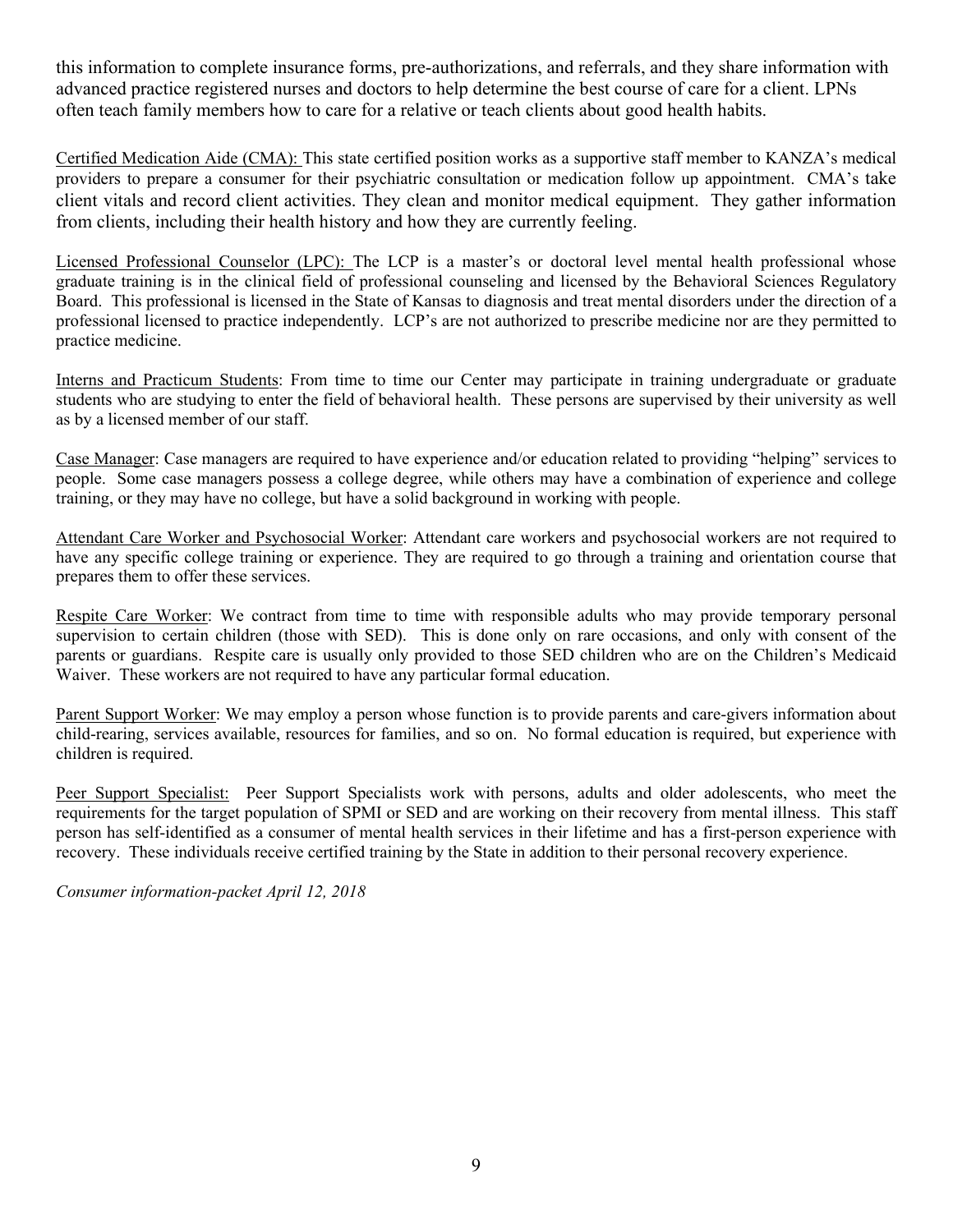this information to complete insurance forms, pre-authorizations, and referrals, and they share information with advanced practice registered nurses and doctors to help determine the best course of care for a client. LPNs often teach family members how to care for a relative or teach clients about good health habits.

Certified Medication Aide (CMA): This state certified position works as a supportive staff member to KANZA's medical providers to prepare a consumer for their psychiatric consultation or medication follow up appointment. CMA's take client vitals and record client activities. They clean and monitor medical equipment. They gather information from clients, including their health history and how they are currently feeling.

Licensed Professional Counselor (LPC): The LCP is a master's or doctoral level mental health professional whose graduate training is in the clinical field of professional counseling and licensed by the Behavioral Sciences Regulatory Board. This professional is licensed in the State of Kansas to diagnosis and treat mental disorders under the direction of a professional licensed to practice independently. LCP's are not authorized to prescribe medicine nor are they permitted to practice medicine.

Interns and Practicum Students: From time to time our Center may participate in training undergraduate or graduate students who are studying to enter the field of behavioral health. These persons are supervised by their university as well as by a licensed member of our staff.

Case Manager: Case managers are required to have experience and/or education related to providing "helping" services to people. Some case managers possess a college degree, while others may have a combination of experience and college training, or they may have no college, but have a solid background in working with people.

Attendant Care Worker and Psychosocial Worker: Attendant care workers and psychosocial workers are not required to have any specific college training or experience. They are required to go through a training and orientation course that prepares them to offer these services.

Respite Care Worker: We contract from time to time with responsible adults who may provide temporary personal supervision to certain children (those with SED). This is done only on rare occasions, and only with consent of the parents or guardians. Respite care is usually only provided to those SED children who are on the Children's Medicaid Waiver. These workers are not required to have any particular formal education.

Parent Support Worker: We may employ a person whose function is to provide parents and care-givers information about child-rearing, services available, resources for families, and so on. No formal education is required, but experience with children is required.

Peer Support Specialist: Peer Support Specialists work with persons, adults and older adolescents, who meet the requirements for the target population of SPMI or SED and are working on their recovery from mental illness. This staff person has self-identified as a consumer of mental health services in their lifetime and has a first-person experience with recovery. These individuals receive certified training by the State in addition to their personal recovery experience.

*Consumer information-packet April 12, 2018*